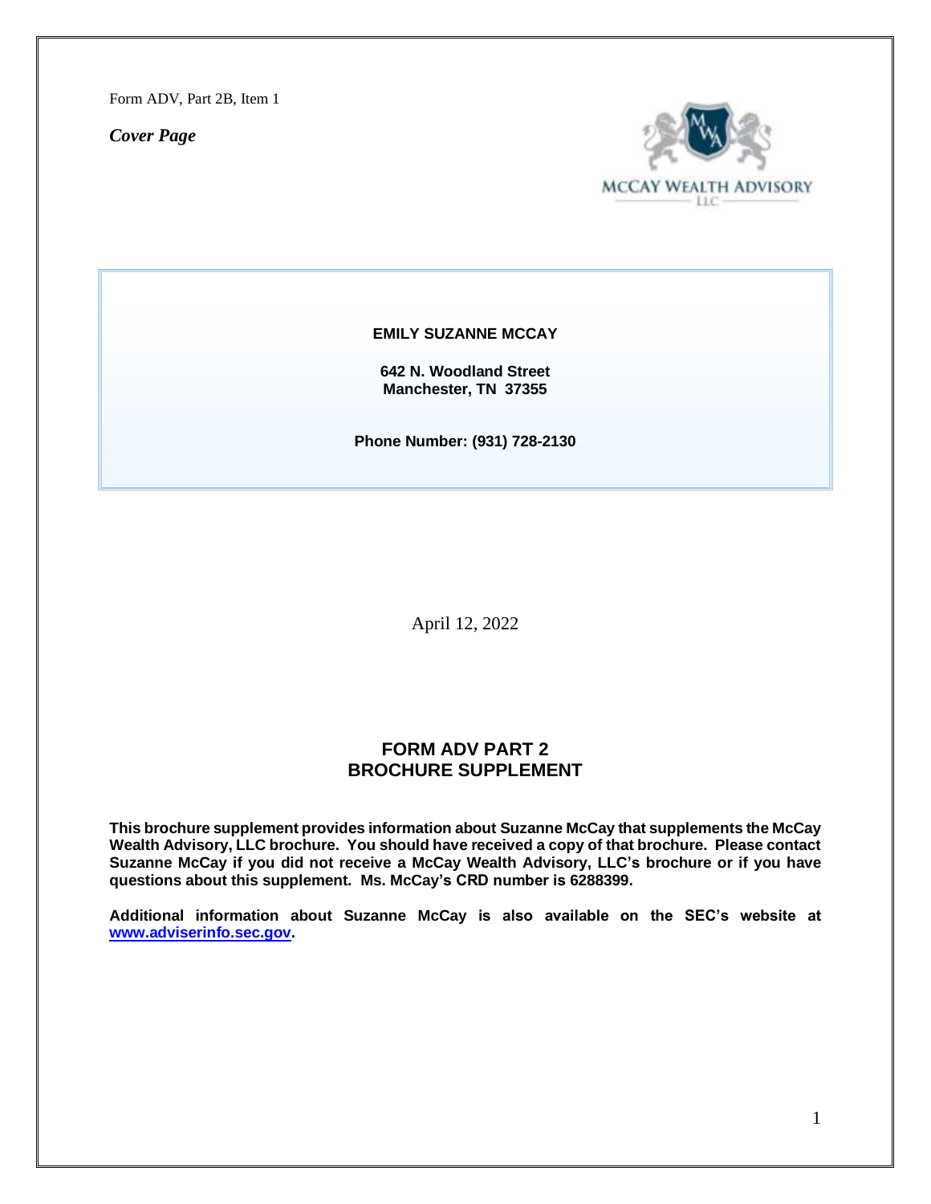Form ADV, Part 2B, Item 1

***Cover Page***

MCCAY WEALTH ADVISORY LLC

**EMILY SUZANNE MCCAY**

**642 N. Woodland Street**
**Manchester, TN 37355**

**Phone Number: (931) 728-2130**

April 12, 2022

## FORM ADV PART 2
## BROCHURE SUPPLEMENT

**This brochure supplement provides information about Suzanne McCay that supplements the McCay Wealth Advisory, LLC brochure. You should have received a copy of that brochure. Please contact Suzanne McCay if you did not receive a McCay Wealth Advisory, LLC's brochure or if you have questions about this supplement. Ms. McCay's CRD number is 6288399.**

**Additional information about Suzanne McCay is also available on the SEC's website at [www.adviserinfo.sec.gov](http://www.adviserinfo.sec.gov).**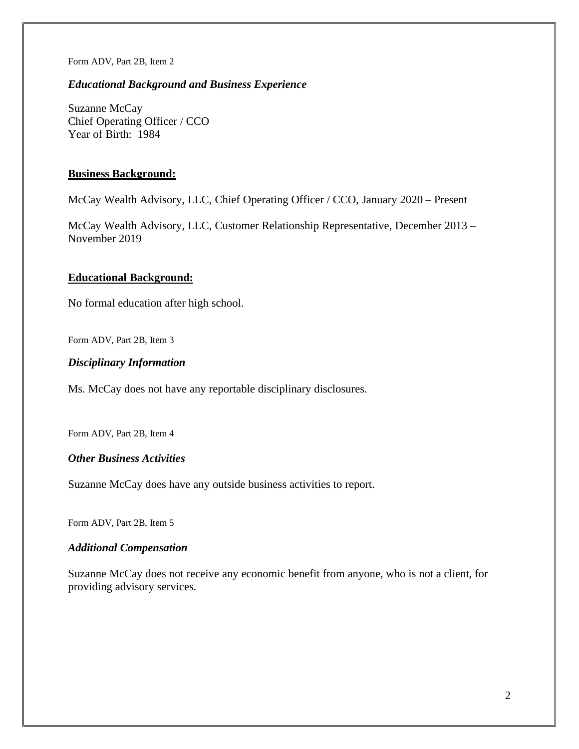Form ADV, Part 2B, Item 2

### *Educational Background and Business Experience*

Suzanne McCay
Chief Operating Officer / CCO
Year of Birth: 1984

**Business Background:**

McCay Wealth Advisory, LLC, Chief Operating Officer / CCO, January 2020 – Present

McCay Wealth Advisory, LLC, Customer Relationship Representative, December 2013 – November 2019

**Educational Background:**

No formal education after high school.

Form ADV, Part 2B, Item 3

### *Disciplinary Information*

Ms. McCay does not have any reportable disciplinary disclosures.

Form ADV, Part 2B, Item 4

### *Other Business Activities*

Suzanne McCay does have any outside business activities to report.

Form ADV, Part 2B, Item 5

### *Additional Compensation*

Suzanne McCay does not receive any economic benefit from anyone, who is not a client, for providing advisory services.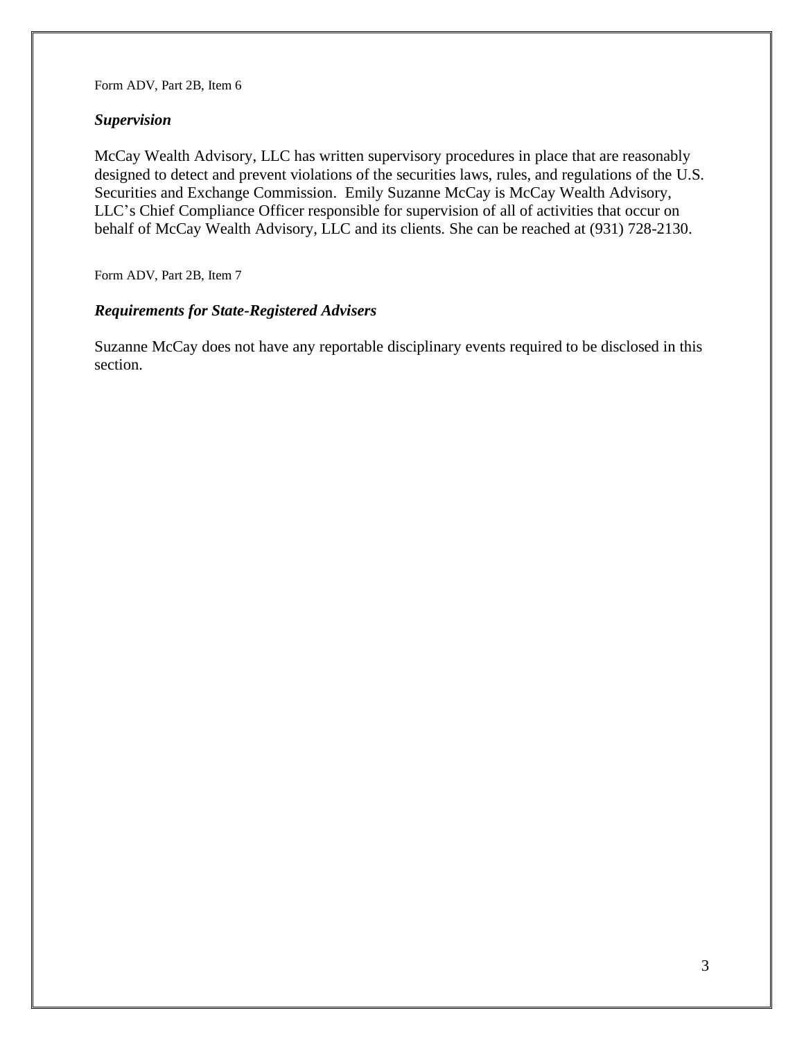Form ADV, Part 2B, Item 6

### *Supervision*

McCay Wealth Advisory, LLC has written supervisory procedures in place that are reasonably designed to detect and prevent violations of the securities laws, rules, and regulations of the U.S. Securities and Exchange Commission. Emily Suzanne McCay is McCay Wealth Advisory, LLC's Chief Compliance Officer responsible for supervision of all of activities that occur on behalf of McCay Wealth Advisory, LLC and its clients. She can be reached at (931) 728-2130.

Form ADV, Part 2B, Item 7

### *Requirements for State-Registered Advisers*

Suzanne McCay does not have any reportable disciplinary events required to be disclosed in this section.